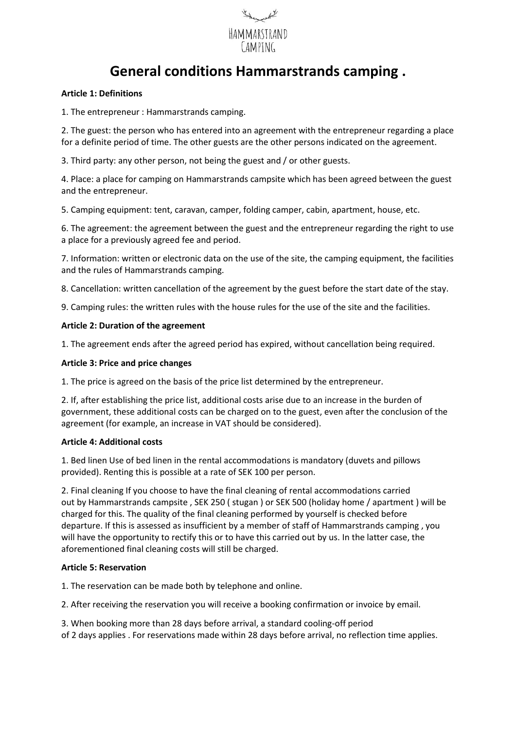HAMMARSTRAND CAMPING

# General conditions Hammarstrands camping .

**Article 1: Definitions**

1. The entrepreneur : Hammarstrands camping.

2. The guest: the person who has entered into an agreement with the entrepreneur regarding a place for a definite period of time. The other guests are the other persons indicated on the agreement.

3. Third party: any other person, not being the guest and / or other guests.

4. Place: a place for camping on Hammarstrands campsite which has been agreed between the guest and the entrepreneur.

5. Camping equipment: tent, caravan, camper, folding camper, cabin, apartment, house, etc.

6. The agreement: the agreement between the guest and the entrepreneur regarding the right to use a place for a previously agreed fee and period.

7. Information: written or electronic data on the use of the site, the camping equipment, the facilities and the rules of Hammarstrands camping.

8. Cancellation: written cancellation of the agreement by the guest before the start date of the stay.

9. Camping rules: the written rules with the house rules for the use of the site and the facilities.

**Article 2: Duration of the agreement**

1. The agreement ends after the agreed period has expired, without cancellation being required.

**Article 3: Price and price changes**

1. The price is agreed on the basis of the price list determined by the entrepreneur.

2. If, after establishing the price list, additional costs arise due to an increase in the burden of government, these additional costs can be charged on to the guest, even after the conclusion of the agreement (for example, an increase in VAT should be considered).

**Article 4: Additional costs**

1. Bed linen Use of bed linen in the rental accommodations is mandatory (duvets and pillows provided). Renting this is possible at a rate of SEK 100 per person.

2. Final cleaning If you choose to have the final cleaning of rental accommodations carried out by Hammarstrands campsite , SEK 250 ( stugan ) or SEK 500 (holiday home / apartment ) will be charged for this. The quality of the final cleaning performed by yourself is checked before departure. If this is assessed as insufficient by a member of staff of Hammarstrands camping , you will have the opportunity to rectify this or to have this carried out by us. In the latter case, the aforementioned final cleaning costs will still be charged.

**Article 5: Reservation**

1. The reservation can be made both by telephone and online.

2. After receiving the reservation you will receive a booking confirmation or invoice by email.

3. When booking more than 28 days before arrival, a standard cooling-off period of 2 days applies . For reservations made within 28 days before arrival, no reflection time applies.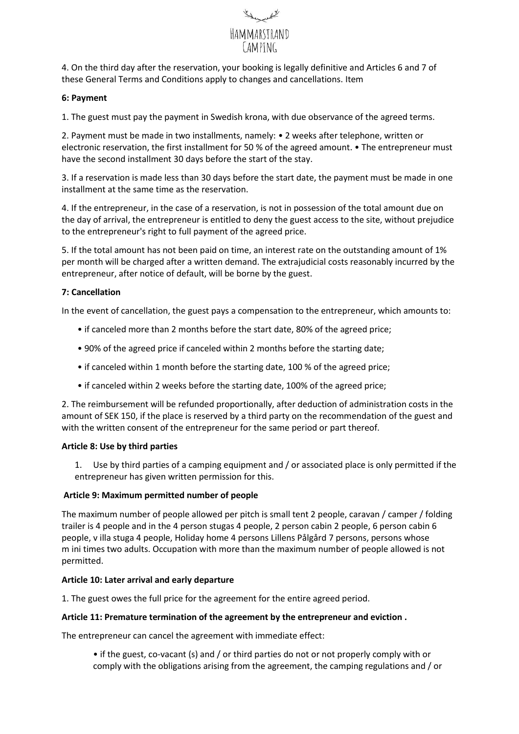4. On the third day after the reservation, your booking is legally definitive and Articles 6 and 7 of these General Terms and Conditions apply to changes and cancellations. Item

**6: Payment**

1. The guest must pay the payment in Swedish krona, with due observance of the agreed terms.

2. Payment must be made in two installments, namely: • 2 weeks after telephone, written or electronic reservation, the first installment for 50 % of the agreed amount. • The entrepreneur must have the second installment 30 days before the start of the stay.

3. If a reservation is made less than 30 days before the start date, the payment must be made in one installment at the same time as the reservation.

4. If the entrepreneur, in the case of a reservation, is not in possession of the total amount due on the day of arrival, the entrepreneur is entitled to deny the guest access to the site, without prejudice to the entrepreneur's right to full payment of the agreed price.

5. If the total amount has not been paid on time, an interest rate on the outstanding amount of 1% per month will be charged after a written demand. The extrajudicial costs reasonably incurred by the entrepreneur, after notice of default, will be borne by the guest.

**7: Cancellation**

In the event of cancellation, the guest pays a compensation to the entrepreneur, which amounts to:

- if canceled more than 2 months before the start date, 80% of the agreed price;
- 90% of the agreed price if canceled within 2 months before the starting date;
- if canceled within 1 month before the starting date, 100 % of the agreed price;
- if canceled within 2 weeks before the starting date, 100% of the agreed price;

2. The reimbursement will be refunded proportionally, after deduction of administration costs in the amount of SEK 150, if the place is reserved by a third party on the recommendation of the guest and with the written consent of the entrepreneur for the same period or part thereof.

**Article 8: Use by third parties**

1. Use by third parties of a camping equipment and / or associated place is only permitted if the entrepreneur has given written permission for this.

**Article 9: Maximum permitted number of people**

The maximum number of people allowed per pitch is small tent 2 people, caravan / camper / folding trailer is 4 people and in the 4 person stugas 4 people, 2 person cabin 2 people, 6 person cabin 6 people, v illa stuga 4 people, Holiday home 4 persons Lillens Pålgård 7 persons, persons whose m ini times two adults. Occupation with more than the maximum number of people allowed is not permitted.

**Article 10: Later arrival and early departure**

1. The guest owes the full price for the agreement for the entire agreed period.

**Article 11: Premature termination of the agreement by the entrepreneur and eviction .**

The entrepreneur can cancel the agreement with immediate effect:

- if the guest, co-vacant (s) and / or third parties do not or not properly comply with or comply with the obligations arising from the agreement, the camping regulations and / or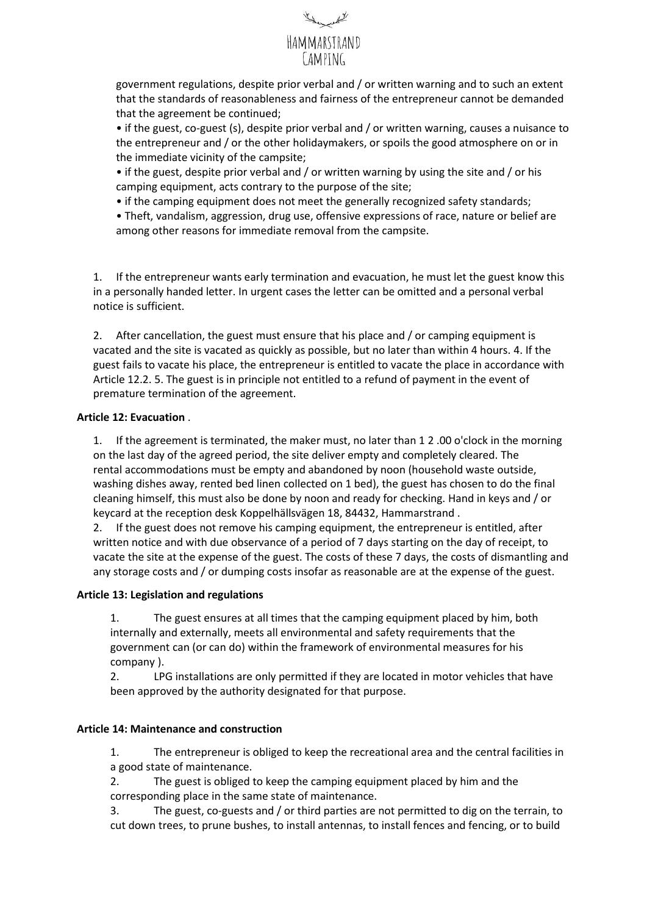government regulations, despite prior verbal and / or written warning and to such an extent that the standards of reasonableness and fairness of the entrepreneur cannot be demanded that the agreement be continued;

• if the guest, co-guest (s), despite prior verbal and / or written warning, causes a nuisance to the entrepreneur and / or the other holidaymakers, or spoils the good atmosphere on or in the immediate vicinity of the campsite;

• if the guest, despite prior verbal and / or written warning by using the site and / or his camping equipment, acts contrary to the purpose of the site;

• if the camping equipment does not meet the generally recognized safety standards;

• Theft, vandalism, aggression, drug use, offensive expressions of race, nature or belief are among other reasons for immediate removal from the campsite.

1. If the entrepreneur wants early termination and evacuation, he must let the guest know this in a personally handed letter. In urgent cases the letter can be omitted and a personal verbal notice is sufficient.

2. After cancellation, the guest must ensure that his place and / or camping equipment is vacated and the site is vacated as quickly as possible, but no later than within 4 hours. 4. If the guest fails to vacate his place, the entrepreneur is entitled to vacate the place in accordance with Article 12.2. 5. The guest is in principle not entitled to a refund of payment in the event of premature termination of the agreement.

**Article 12: Evacuation** .

1. If the agreement is terminated, the maker must, no later than 1 2 .00 o'clock in the morning on the last day of the agreed period, the site deliver empty and completely cleared. The rental accommodations must be empty and abandoned by noon (household waste outside, washing dishes away, rented bed linen collected on 1 bed), the guest has chosen to do the final cleaning himself, this must also be done by noon and ready for checking. Hand in keys and / or keycard at the reception desk Koppelhällsvägen 18, 84432, Hammarstrand .
2. If the guest does not remove his camping equipment, the entrepreneur is entitled, after written notice and with due observance of a period of 7 days starting on the day of receipt, to vacate the site at the expense of the guest. The costs of these 7 days, the costs of dismantling and any storage costs and / or dumping costs insofar as reasonable are at the expense of the guest.

**Article 13: Legislation and regulations**

1. The guest ensures at all times that the camping equipment placed by him, both internally and externally, meets all environmental and safety requirements that the government can (or can do) within the framework of environmental measures for his company ).
2. LPG installations are only permitted if they are located in motor vehicles that have been approved by the authority designated for that purpose.

**Article 14: Maintenance and construction**

1. The entrepreneur is obliged to keep the recreational area and the central facilities in a good state of maintenance.
2. The guest is obliged to keep the camping equipment placed by him and the corresponding place in the same state of maintenance.
3. The guest, co-guests and / or third parties are not permitted to dig on the terrain, to cut down trees, to prune bushes, to install antennas, to install fences and fencing, or to build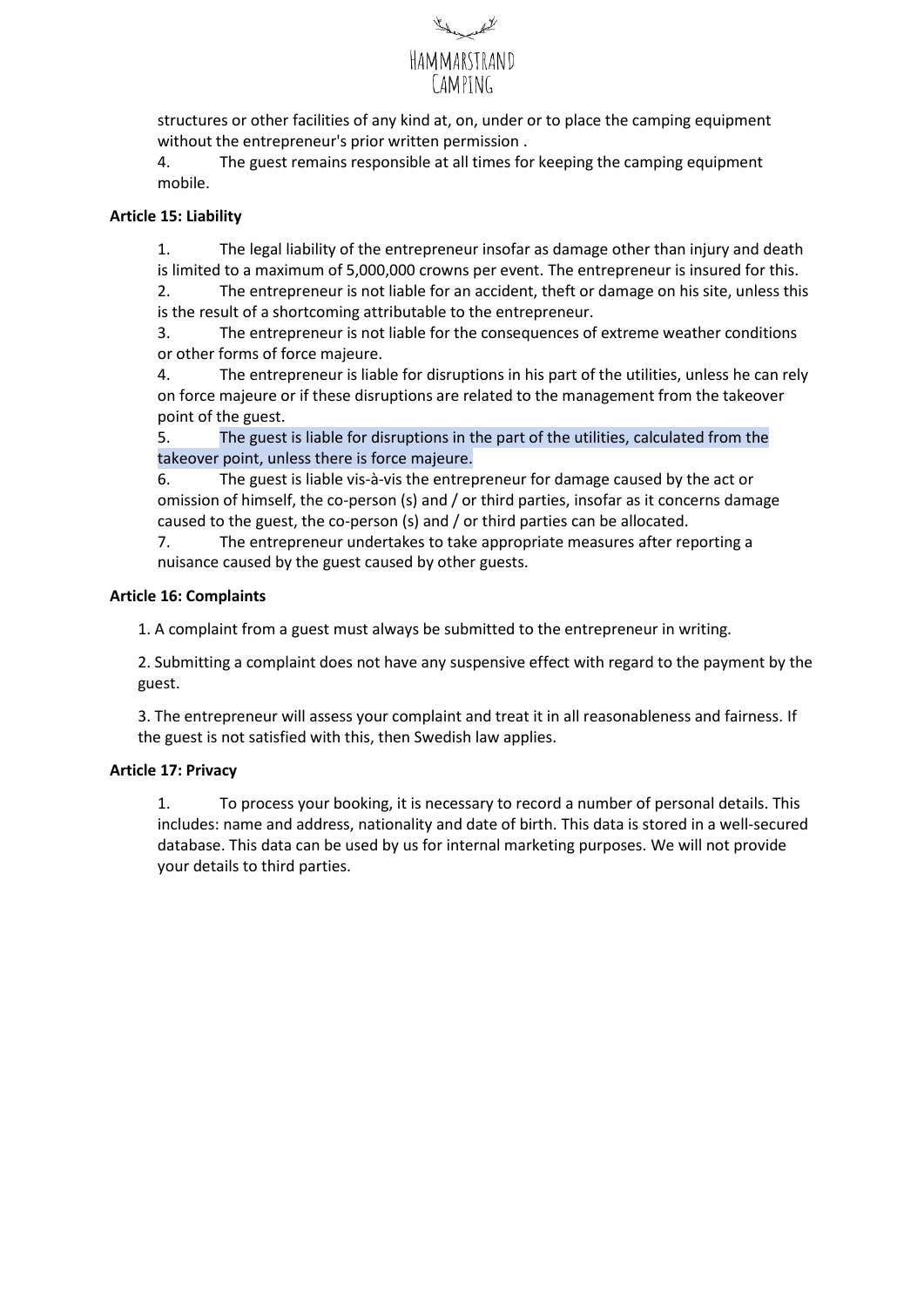structures or other facilities of any kind at, on, under or to place the camping equipment without the entrepreneur's prior written permission .

4. The guest remains responsible at all times for keeping the camping equipment mobile.

**Article 15: Liability**

1. The legal liability of the entrepreneur insofar as damage other than injury and death is limited to a maximum of 5,000,000 crowns per event. The entrepreneur is insured for this.
2. The entrepreneur is not liable for an accident, theft or damage on his site, unless this is the result of a shortcoming attributable to the entrepreneur.
3. The entrepreneur is not liable for the consequences of extreme weather conditions or other forms of force majeure.
4. The entrepreneur is liable for disruptions in his part of the utilities, unless he can rely on force majeure or if these disruptions are related to the management from the takeover point of the guest.
5. The guest is liable for disruptions in the part of the utilities, calculated from the takeover point, unless there is force majeure.
6. The guest is liable vis-à-vis the entrepreneur for damage caused by the act or omission of himself, the co-person (s) and / or third parties, insofar as it concerns damage caused to the guest, the co-person (s) and / or third parties can be allocated.
7. The entrepreneur undertakes to take appropriate measures after reporting a nuisance caused by the guest caused by other guests.

**Article 16: Complaints**

1. A complaint from a guest must always be submitted to the entrepreneur in writing.

2. Submitting a complaint does not have any suspensive effect with regard to the payment by the guest.

3. The entrepreneur will assess your complaint and treat it in all reasonableness and fairness. If the guest is not satisfied with this, then Swedish law applies.

**Article 17: Privacy**

1. To process your booking, it is necessary to record a number of personal details. This includes: name and address, nationality and date of birth. This data is stored in a well-secured database. This data can be used by us for internal marketing purposes. We will not provide your details to third parties.